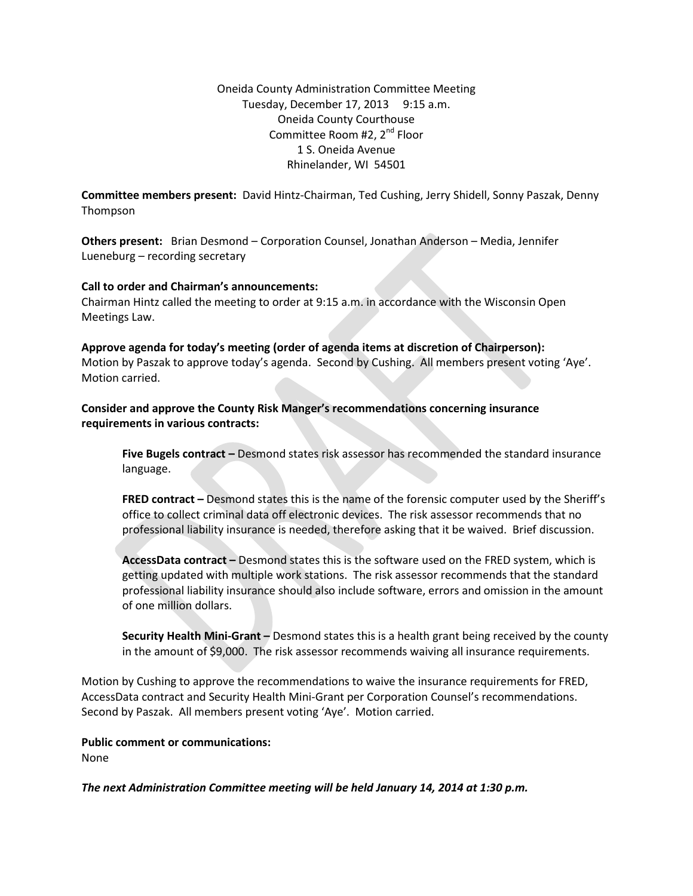Oneida County Administration Committee Meeting
Tuesday, December 17, 2013 9:15 a.m.
Oneida County Courthouse
Committee Room #2, 2nd Floor
1 S. Oneida Avenue
Rhinelander, WI 54501

**Committee members present:** David Hintz-Chairman, Ted Cushing, Jerry Shidell, Sonny Paszak, Denny Thompson

**Others present:** Brian Desmond – Corporation Counsel, Jonathan Anderson – Media, Jennifer Lueneburg – recording secretary

**Call to order and Chairman's announcements:**
Chairman Hintz called the meeting to order at 9:15 a.m. in accordance with the Wisconsin Open Meetings Law.

**Approve agenda for today's meeting (order of agenda items at discretion of Chairperson):**
Motion by Paszak to approve today's agenda. Second by Cushing. All members present voting 'Aye'. Motion carried.

**Consider and approve the County Risk Manger's recommendations concerning insurance requirements in various contracts:**

> **Five Bugels contract –** Desmond states risk assessor has recommended the standard insurance language.
>
> **FRED contract –** Desmond states this is the name of the forensic computer used by the Sheriff's office to collect criminal data off electronic devices. The risk assessor recommends that no professional liability insurance is needed, therefore asking that it be waived. Brief discussion.
>
> **AccessData contract –** Desmond states this is the software used on the FRED system, which is getting updated with multiple work stations. The risk assessor recommends that the standard professional liability insurance should also include software, errors and omission in the amount of one million dollars.
>
> **Security Health Mini-Grant –** Desmond states this is a health grant being received by the county in the amount of $9,000. The risk assessor recommends waiving all insurance requirements.

Motion by Cushing to approve the recommendations to waive the insurance requirements for FRED, AccessData contract and Security Health Mini-Grant per Corporation Counsel's recommendations. Second by Paszak. All members present voting 'Aye'. Motion carried.

**Public comment or communications:**
None

***The next Administration Committee meeting will be held January 14, 2014 at 1:30 p.m.***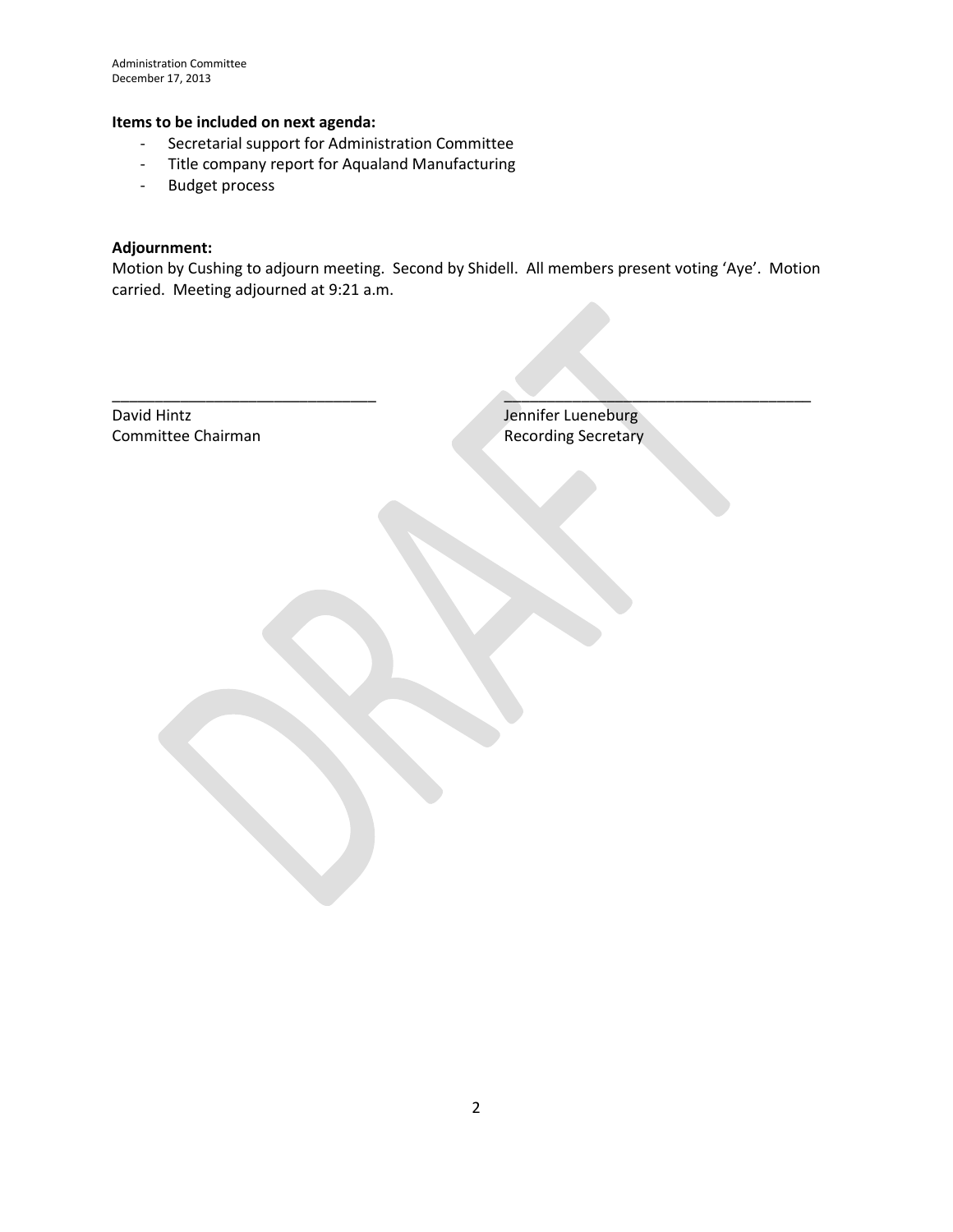**Items to be included on next agenda:**

- Secretarial support for Administration Committee
- Title company report for Aqualand Manufacturing
- Budget process

**Adjournment:**

Motion by Cushing to adjourn meeting. Second by Shidell. All members present voting 'Aye'. Motion carried. Meeting adjourned at 9:21 a.m.

_______________________________
David Hintz
Committee Chairman

_______________________________
Jennifer Lueneburg
Recording Secretary